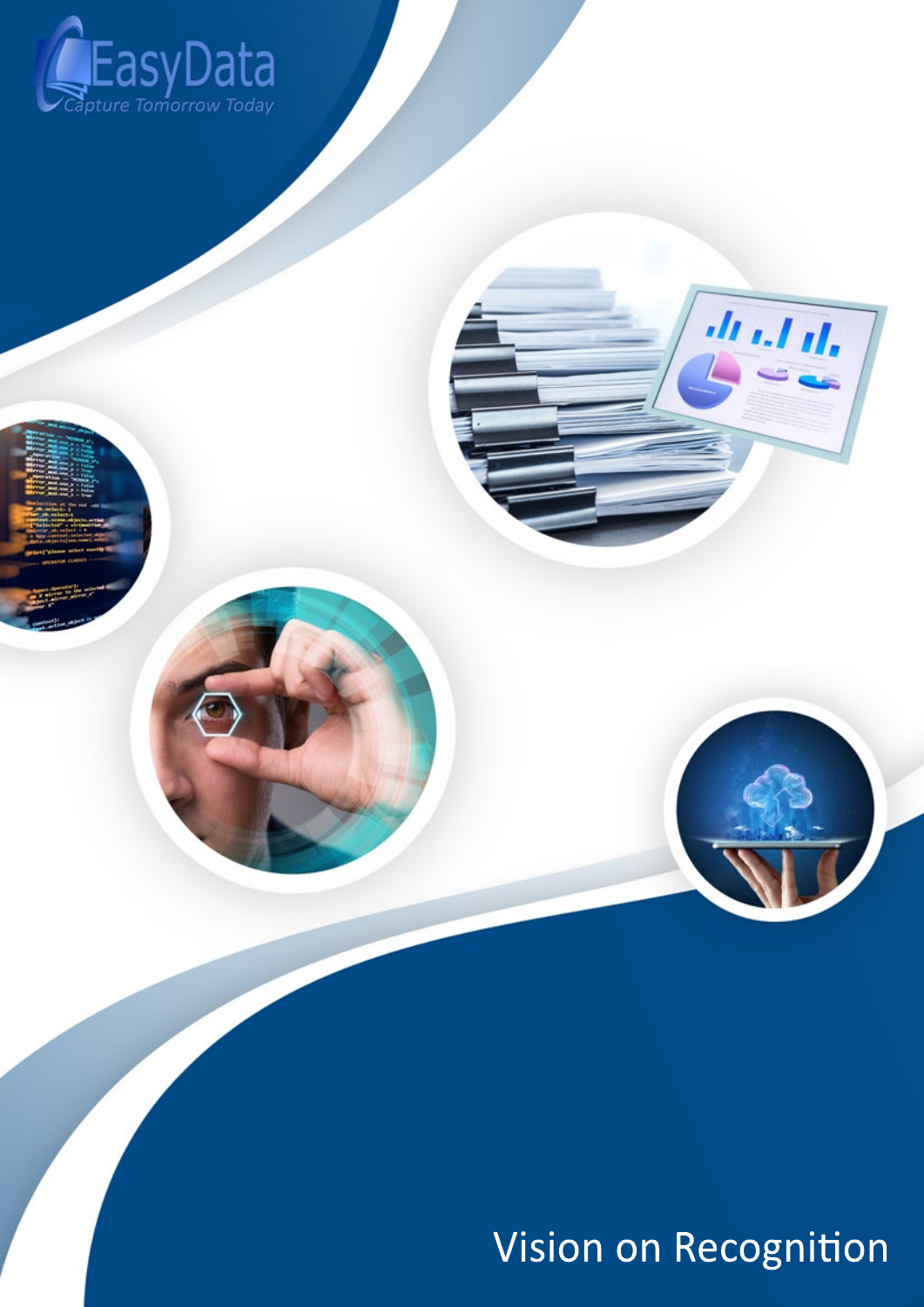EasyData

*Capture Tomorrow Today*

# Vision on Recognition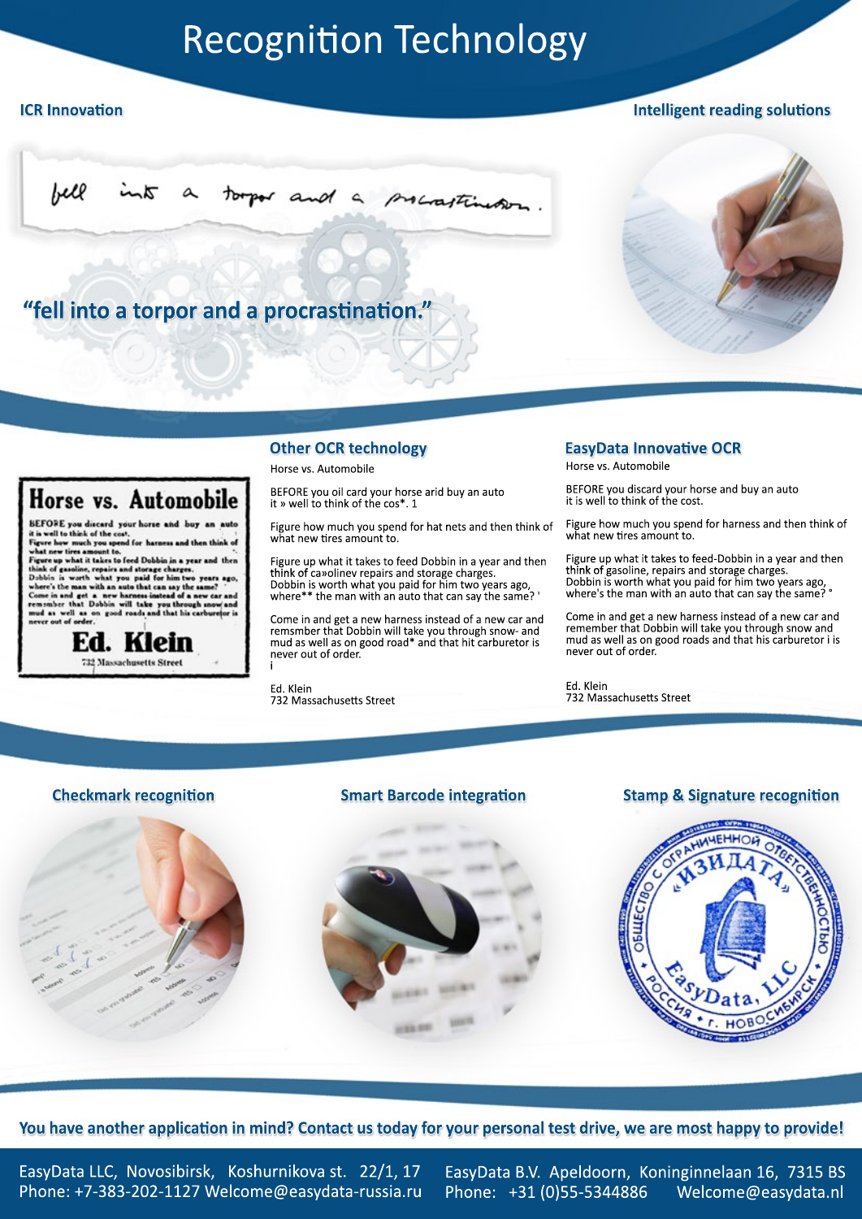# Recognition Technology

**ICR Innovation**

**Intelligent reading solutions**

"fell into a torpor and a procrastination."

## Other OCR technology

Horse vs. Automobile

BEFORE you oil card your horse arid buy an auto
it » well to think of the cos*. 1

Figure how much you spend for hat nets and then think of what new tires amount to.

Figure up what it takes to feed Dobbin in a year and then think of ca»olinev repairs and storage charges.
Dobbin is worth what you paid for him two years ago, where** the man with an auto that can say the same? '

Come in and get a new harness instead of a new car and remsmber that Dobbin will take you through snow- and mud as well as on good road* and that hit carburetor is never out of order.
i

Ed. Klein
732 Massachusetts Street

## EasyData Innovative OCR

Horse vs. Automobile

BEFORE you discard your horse and buy an auto
it is well to think of the cost.

Figure how much you spend for harness and then think of what new tires amount to.

Figure up what it takes to feed-Dobbin in a year and then think of gasoline, repairs and storage charges.
Dobbin is worth what you paid for him two years ago, where's the man with an auto that can say the same? °

Come in and get a new harness instead of a new car and remember that Dobbin will take you through snow and mud as well as on good roads and that his carburetor i is never out of order.

Ed. Klein
732 Massachusetts Street

**Checkmark recognition**

**Smart Barcode integration**

**Stamp & Signature recognition**

**You have another application in mind? Contact us today for your personal test drive, we are most happy to provide!**

EasyData LLC, Novosibirsk, Koshurnikova st. 22/1, 17
Phone: +7-383-202-1127 Welcome@easydata-russia.ru

EasyData B.V. Apeldoorn, Koninginnelaan 16, 7315 BS
Phone: +31 (0)55-5344886 Welcome@easydata.nl